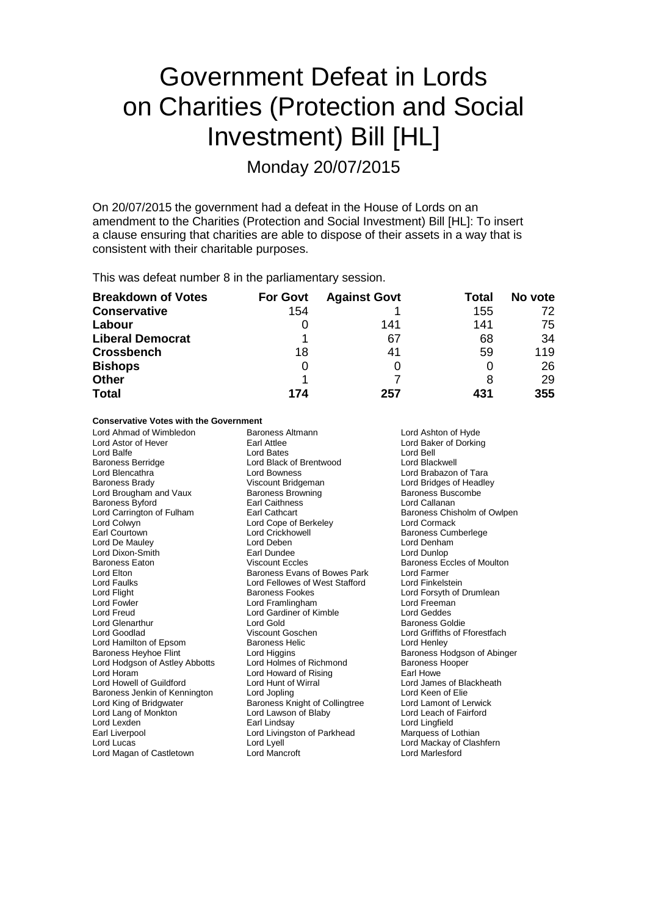# Government Defeat in Lords on Charities (Protection and Social Investment) Bill [HL]

Monday 20/07/2015

On 20/07/2015 the government had a defeat in the House of Lords on an amendment to the Charities (Protection and Social Investment) Bill [HL]: To insert a clause ensuring that charities are able to dispose of their assets in a way that is consistent with their charitable purposes.

This was defeat number 8 in the parliamentary session.

| Breakdown of Votes | For Govt | Against Govt | Total | No vote |
|---|---|---|---|---|
| **Conservative** | 154 | 1 | 155 | 72 |
| **Labour** | 0 | 141 | 141 | 75 |
| **Liberal Democrat** | 1 | 67 | 68 | 34 |
| **Crossbench** | 18 | 41 | 59 | 119 |
| **Bishops** | 0 | 0 | 0 | 26 |
| **Other** | 1 | 7 | 8 | 29 |
| **Total** | **174** | **257** | **431** | **355** |

**Conservative Votes with the Government**

Lord Ahmad of Wimbledon
Baroness Altmann
Lord Ashton of Hyde
Lord Astor of Hever
Earl Attlee
Lord Baker of Dorking
Lord Balfe
Lord Bates
Lord Bell
Baroness Berridge
Lord Black of Brentwood
Lord Blackwell
Lord Blencathra
Lord Bowness
Lord Brabazon of Tara
Baroness Brady
Viscount Bridgeman
Lord Bridges of Headley
Lord Brougham and Vaux
Baroness Browning
Baroness Buscombe
Baroness Byford
Earl Caithness
Lord Callanan
Lord Carrington of Fulham
Earl Cathcart
Baroness Chisholm of Owlpen
Lord Colwyn
Lord Cope of Berkeley
Lord Cormack
Earl Courtown
Lord Crickhowell
Baroness Cumberlege
Lord De Mauley
Lord Deben
Lord Denham
Lord Dixon-Smith
Earl Dundee
Lord Dunlop
Baroness Eaton
Viscount Eccles
Baroness Eccles of Moulton
Lord Elton
Baroness Evans of Bowes Park
Lord Farmer
Lord Faulks
Lord Fellowes of West Stafford
Lord Finkelstein
Lord Flight
Baroness Fookes
Lord Forsyth of Drumlean
Lord Fowler
Lord Framlingham
Lord Freeman
Lord Freud
Lord Gardiner of Kimble
Lord Geddes
Lord Glenarthur
Lord Gold
Baroness Goldie
Lord Goodlad
Viscount Goschen
Lord Griffiths of Fforestfach
Lord Hamilton of Epsom
Baroness Helic
Lord Henley
Baroness Heyhoe Flint
Lord Higgins
Baroness Hodgson of Abinger
Lord Hodgson of Astley Abbotts
Lord Holmes of Richmond
Baroness Hooper
Lord Horam
Lord Howard of Rising
Earl Howe
Lord Howell of Guildford
Lord Hunt of Wirral
Lord James of Blackheath
Baroness Jenkin of Kennington
Lord Jopling
Lord Keen of Elie
Lord King of Bridgwater
Baroness Knight of Collingtree
Lord Lamont of Lerwick
Lord Lang of Monkton
Lord Lawson of Blaby
Lord Leach of Fairford
Lord Lexden
Earl Lindsay
Lord Lingfield
Earl Liverpool
Lord Livingston of Parkhead
Marquess of Lothian
Lord Lucas
Lord Lyell
Lord Mackay of Clashfern
Lord Magan of Castletown
Lord Mancroft
Lord Marlesford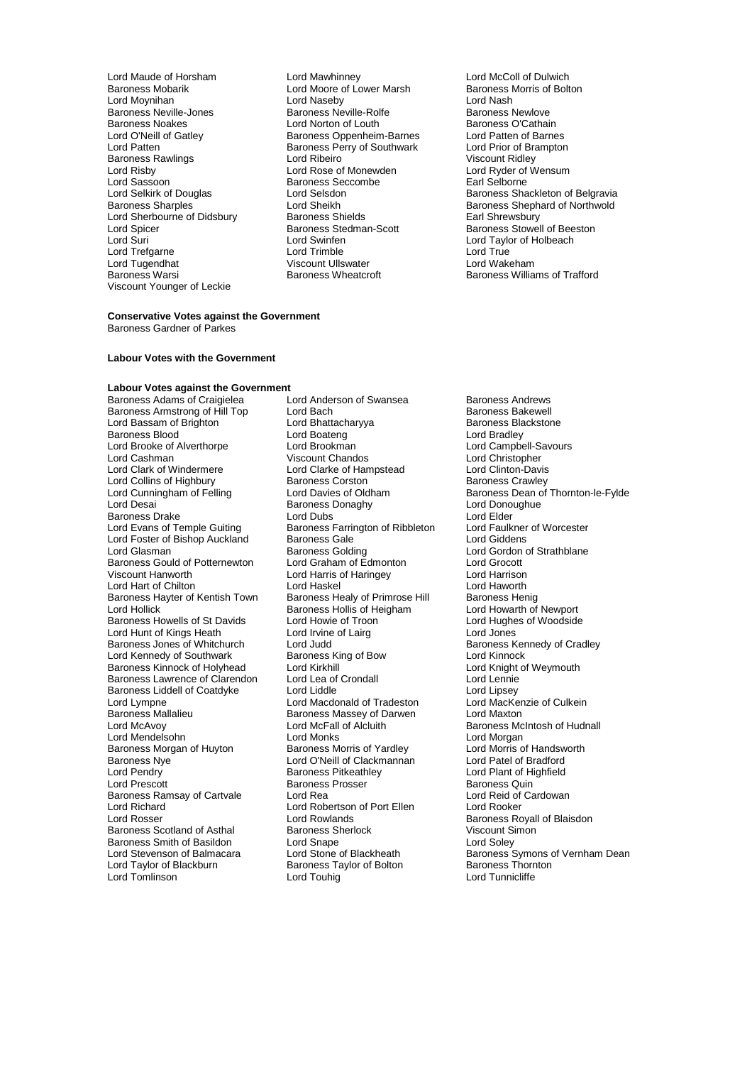Lord Maude of Horsham
Lord Mawhinney
Lord McColl of Dulwich
Baroness Mobarik
Lord Moore of Lower Marsh
Baroness Morris of Bolton
Lord Moynihan
Lord Naseby
Lord Nash
Baroness Neville-Jones
Baroness Neville-Rolfe
Baroness Newlove
Baroness Noakes
Lord Norton of Louth
Baroness O'Cathain
Lord O'Neill of Gatley
Baroness Oppenheim-Barnes
Lord Patten of Barnes
Lord Patten
Baroness Perry of Southwark
Lord Prior of Brampton
Baroness Rawlings
Lord Ribeiro
Viscount Ridley
Lord Risby
Lord Rose of Monewden
Lord Ryder of Wensum
Lord Sassoon
Baroness Seccombe
Earl Selborne
Lord Selkirk of Douglas
Lord Selsdon
Baroness Shackleton of Belgravia
Baroness Sharples
Lord Sheikh
Baroness Shephard of Northwold
Lord Sherbourne of Didsbury
Baroness Shields
Earl Shrewsbury
Lord Spicer
Baroness Stedman-Scott
Baroness Stowell of Beeston
Lord Suri
Lord Swinfen
Lord Taylor of Holbeach
Lord Trefgarne
Lord Trimble
Lord True
Lord Tugendhat
Viscount Ullswater
Lord Wakeham
Baroness Warsi
Baroness Wheatcroft
Baroness Williams of Trafford
Viscount Younger of Leckie

**Conservative Votes against the Government**

Baroness Gardner of Parkes

**Labour Votes with the Government**

**Labour Votes against the Government**

Baroness Adams of Craigielea
Lord Anderson of Swansea
Baroness Andrews
Baroness Armstrong of Hill Top
Lord Bach
Baroness Bakewell
Lord Bassam of Brighton
Lord Bhattacharyya
Baroness Blackstone
Baroness Blood
Lord Boateng
Lord Bradley
Lord Brooke of Alverthorpe
Lord Brookman
Lord Campbell-Savours
Lord Cashman
Viscount Chandos
Lord Christopher
Lord Clark of Windermere
Lord Clarke of Hampstead
Lord Clinton-Davis
Lord Collins of Highbury
Baroness Corston
Baroness Crawley
Lord Cunningham of Felling
Lord Davies of Oldham
Baroness Dean of Thornton-le-Fylde
Lord Desai
Baroness Donaghy
Lord Donoughue
Baroness Drake
Lord Dubs
Lord Elder
Lord Evans of Temple Guiting
Baroness Farrington of Ribbleton
Lord Faulkner of Worcester
Lord Foster of Bishop Auckland
Baroness Gale
Lord Giddens
Lord Glasman
Baroness Golding
Lord Gordon of Strathblane
Baroness Gould of Potternewton
Lord Graham of Edmonton
Lord Grocott
Viscount Hanworth
Lord Harris of Haringey
Lord Harrison
Lord Hart of Chilton
Lord Haskel
Lord Haworth
Baroness Hayter of Kentish Town
Baroness Healy of Primrose Hill
Baroness Henig
Lord Hollick
Baroness Hollis of Heigham
Lord Howarth of Newport
Baroness Howells of St Davids
Lord Howie of Troon
Lord Hughes of Woodside
Lord Hunt of Kings Heath
Lord Irvine of Lairg
Lord Jones
Baroness Jones of Whitchurch
Lord Judd
Baroness Kennedy of Cradley
Lord Kennedy of Southwark
Baroness King of Bow
Lord Kinnock
Baroness Kinnock of Holyhead
Lord Kirkhill
Lord Knight of Weymouth
Baroness Lawrence of Clarendon
Lord Lea of Crondall
Lord Lennie
Baroness Liddell of Coatdyke
Lord Liddle
Lord Lipsey
Lord Lympne
Lord Macdonald of Tradeston
Lord MacKenzie of Culkein
Baroness Mallalieu
Baroness Massey of Darwen
Lord Maxton
Lord McAvoy
Lord McFall of Alcluith
Baroness McIntosh of Hudnall
Lord Mendelsohn
Lord Monks
Lord Morgan
Baroness Morgan of Huyton
Baroness Morris of Yardley
Lord Morris of Handsworth
Baroness Nye
Lord O'Neill of Clackmannan
Lord Patel of Bradford
Lord Pendry
Baroness Pitkeathley
Lord Plant of Highfield
Lord Prescott
Baroness Prosser
Baroness Quin
Baroness Ramsay of Cartvale
Lord Rea
Lord Reid of Cardowan
Lord Richard
Lord Robertson of Port Ellen
Lord Rooker
Lord Rosser
Lord Rowlands
Baroness Royall of Blaisdon
Baroness Scotland of Asthal
Baroness Sherlock
Viscount Simon
Baroness Smith of Basildon
Lord Snape
Lord Soley
Lord Stevenson of Balmacara
Lord Stone of Blackheath
Baroness Symons of Vernham Dean
Lord Taylor of Blackburn
Baroness Taylor of Bolton
Baroness Thornton
Lord Tomlinson
Lord Touhig
Lord Tunnicliffe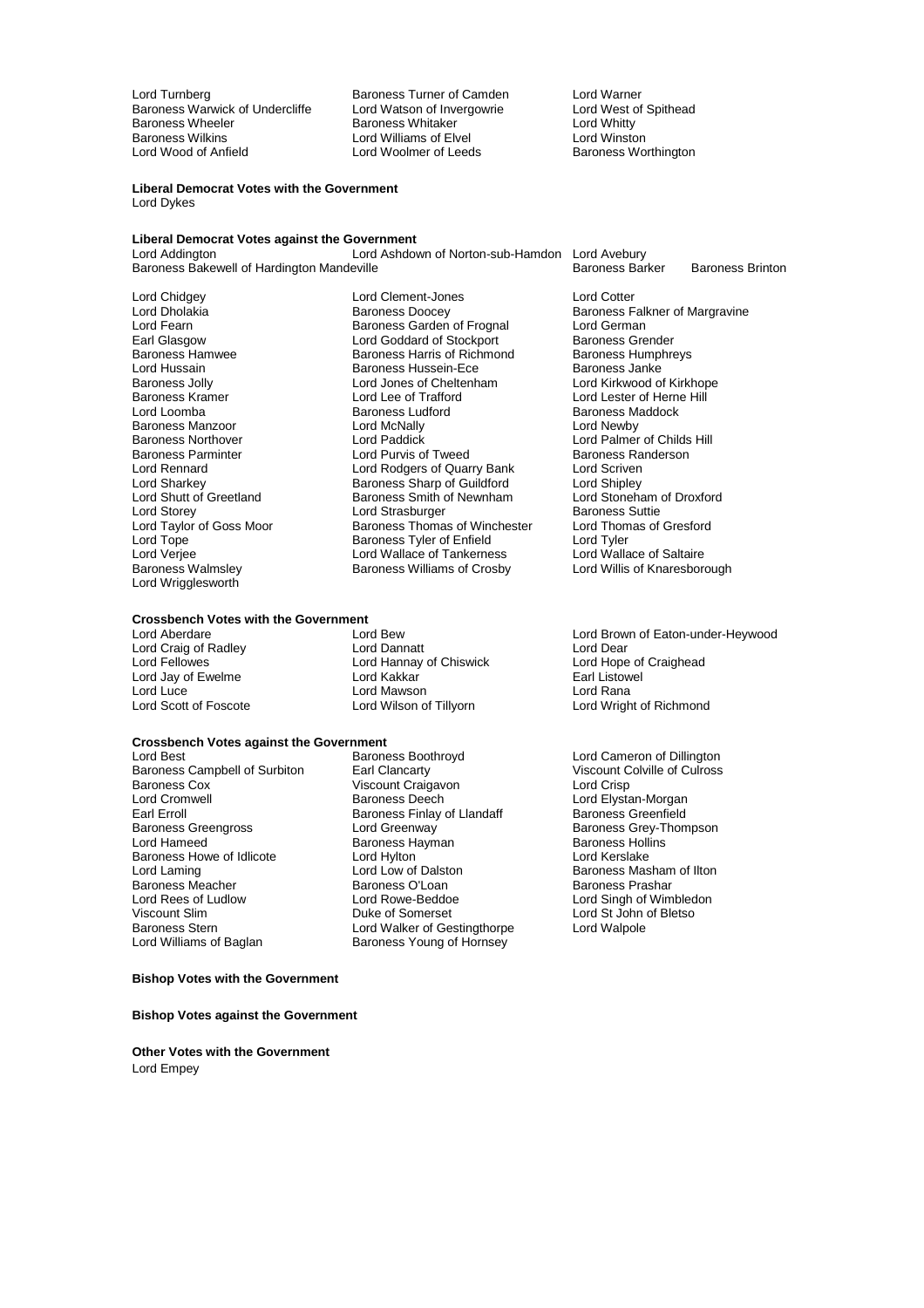Lord Turnberg
Baroness Turner of Camden
Lord Warner
Baroness Warwick of Undercliffe
Lord Watson of Invergowrie
Lord West of Spithead
Baroness Wheeler
Baroness Whitaker
Lord Whitty
Baroness Wilkins
Lord Williams of Elvel
Lord Winston
Lord Wood of Anfield
Lord Woolmer of Leeds
Baroness Worthington

**Liberal Democrat Votes with the Government**

Lord Dykes

**Liberal Democrat Votes against the Government**

Lord Addington
Lord Ashdown of Norton-sub-Hamdon
Lord Avebury
Baroness Bakewell of Hardington Mandeville
Baroness Barker
Baroness Brinton
Lord Chidgey
Lord Clement-Jones
Lord Cotter
Lord Dholakia
Baroness Doocey
Baroness Falkner of Margravine
Lord Fearn
Baroness Garden of Frognal
Lord German
Earl Glasgow
Lord Goddard of Stockport
Baroness Grender
Baroness Hamwee
Baroness Harris of Richmond
Baroness Humphreys
Lord Hussain
Baroness Hussein-Ece
Baroness Janke
Baroness Jolly
Lord Jones of Cheltenham
Lord Kirkwood of Kirkhope
Baroness Kramer
Lord Lee of Trafford
Lord Lester of Herne Hill
Lord Loomba
Baroness Ludford
Baroness Maddock
Baroness Manzoor
Lord McNally
Lord Newby
Baroness Northover
Lord Paddick
Lord Palmer of Childs Hill
Baroness Parminter
Lord Purvis of Tweed
Baroness Randerson
Lord Rennard
Lord Rodgers of Quarry Bank
Lord Scriven
Lord Sharkey
Baroness Sharp of Guildford
Lord Shipley
Lord Shutt of Greetland
Baroness Smith of Newnham
Lord Stoneham of Droxford
Lord Storey
Lord Strasburger
Baroness Suttie
Lord Taylor of Goss Moor
Baroness Thomas of Winchester
Lord Thomas of Gresford
Lord Tope
Baroness Tyler of Enfield
Lord Tyler
Lord Verjee
Lord Wallace of Tankerness
Lord Wallace of Saltaire
Baroness Walmsley
Baroness Williams of Crosby
Lord Willis of Knaresborough
Lord Wrigglesworth

**Crossbench Votes with the Government**

Lord Aberdare
Lord Bew
Lord Brown of Eaton-under-Heywood
Lord Craig of Radley
Lord Dannatt
Lord Dear
Lord Fellowes
Lord Hannay of Chiswick
Lord Hope of Craighead
Lord Jay of Ewelme
Lord Kakkar
Earl Listowel
Lord Luce
Lord Mawson
Lord Rana
Lord Scott of Foscote
Lord Wilson of Tillyorn
Lord Wright of Richmond

**Crossbench Votes against the Government**

Lord Best
Baroness Boothroyd
Lord Cameron of Dillington
Baroness Campbell of Surbiton
Earl Clancarty
Viscount Colville of Culross
Baroness Cox
Viscount Craigavon
Lord Crisp
Lord Cromwell
Baroness Deech
Lord Elystan-Morgan
Earl Erroll
Baroness Finlay of Llandaff
Baroness Greenfield
Baroness Greengross
Lord Greenway
Baroness Grey-Thompson
Lord Hameed
Baroness Hayman
Baroness Hollins
Baroness Howe of Idlicote
Lord Hylton
Lord Kerslake
Lord Laming
Lord Low of Dalston
Baroness Masham of Ilton
Baroness Meacher
Baroness O'Loan
Baroness Prashar
Lord Rees of Ludlow
Lord Rowe-Beddoe
Lord Singh of Wimbledon
Viscount Slim
Duke of Somerset
Lord St John of Bletso
Baroness Stern
Lord Walker of Gestingthorpe
Lord Walpole
Lord Williams of Baglan
Baroness Young of Hornsey

**Bishop Votes with the Government**

**Bishop Votes against the Government**

**Other Votes with the Government**

Lord Empey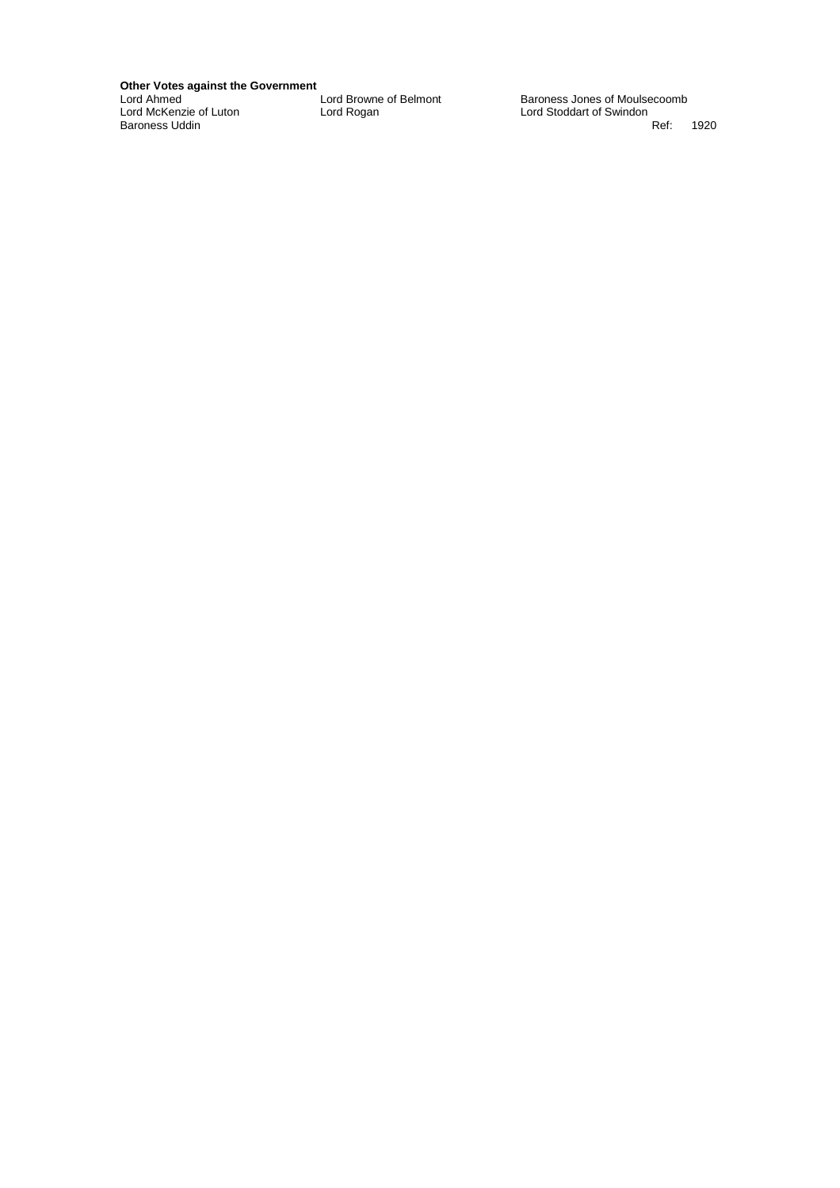**Other Votes against the Government**

| | | |
|---|---|---|
| Lord Ahmed | Lord Browne of Belmont | Baroness Jones of Moulsecoomb |
| Lord McKenzie of Luton | Lord Rogan | Lord Stoddart of Swindon |
| Baroness Uddin | | |

Ref: 1920